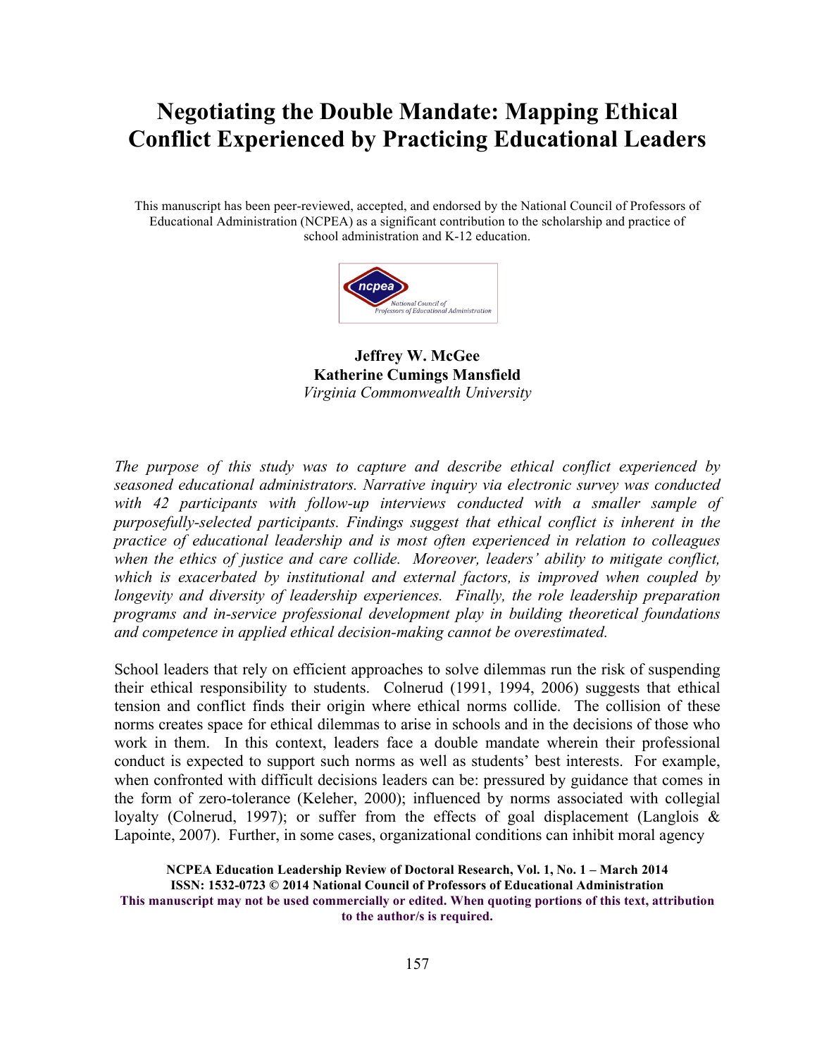# Negotiating the Double Mandate: Mapping Ethical Conflict Experienced by Practicing Educational Leaders

This manuscript has been peer-reviewed, accepted, and endorsed by the National Council of Professors of Educational Administration (NCPEA) as a significant contribution to the scholarship and practice of school administration and K-12 education.

**Jeffrey W. McGee**
**Katherine Cumings Mansfield**
*Virginia Commonwealth University*

*The purpose of this study was to capture and describe ethical conflict experienced by seasoned educational administrators. Narrative inquiry via electronic survey was conducted with 42 participants with follow-up interviews conducted with a smaller sample of purposefully-selected participants. Findings suggest that ethical conflict is inherent in the practice of educational leadership and is most often experienced in relation to colleagues when the ethics of justice and care collide. Moreover, leaders' ability to mitigate conflict, which is exacerbated by institutional and external factors, is improved when coupled by longevity and diversity of leadership experiences. Finally, the role leadership preparation programs and in-service professional development play in building theoretical foundations and competence in applied ethical decision-making cannot be overestimated.*

School leaders that rely on efficient approaches to solve dilemmas run the risk of suspending their ethical responsibility to students. Colnerud (1991, 1994, 2006) suggests that ethical tension and conflict finds their origin where ethical norms collide. The collision of these norms creates space for ethical dilemmas to arise in schools and in the decisions of those who work in them. In this context, leaders face a double mandate wherein their professional conduct is expected to support such norms as well as students' best interests. For example, when confronted with difficult decisions leaders can be: pressured by guidance that comes in the form of zero-tolerance (Keleher, 2000); influenced by norms associated with collegial loyalty (Colnerud, 1997); or suffer from the effects of goal displacement (Langlois & Lapointe, 2007). Further, in some cases, organizational conditions can inhibit moral agency

**NCPEA Education Leadership Review of Doctoral Research, Vol. 1, No. 1 – March 2014**
**ISSN: 1532-0723 © 2014 National Council of Professors of Educational Administration**
**This manuscript may not be used commercially or edited. When quoting portions of this text, attribution to the author/s is required.**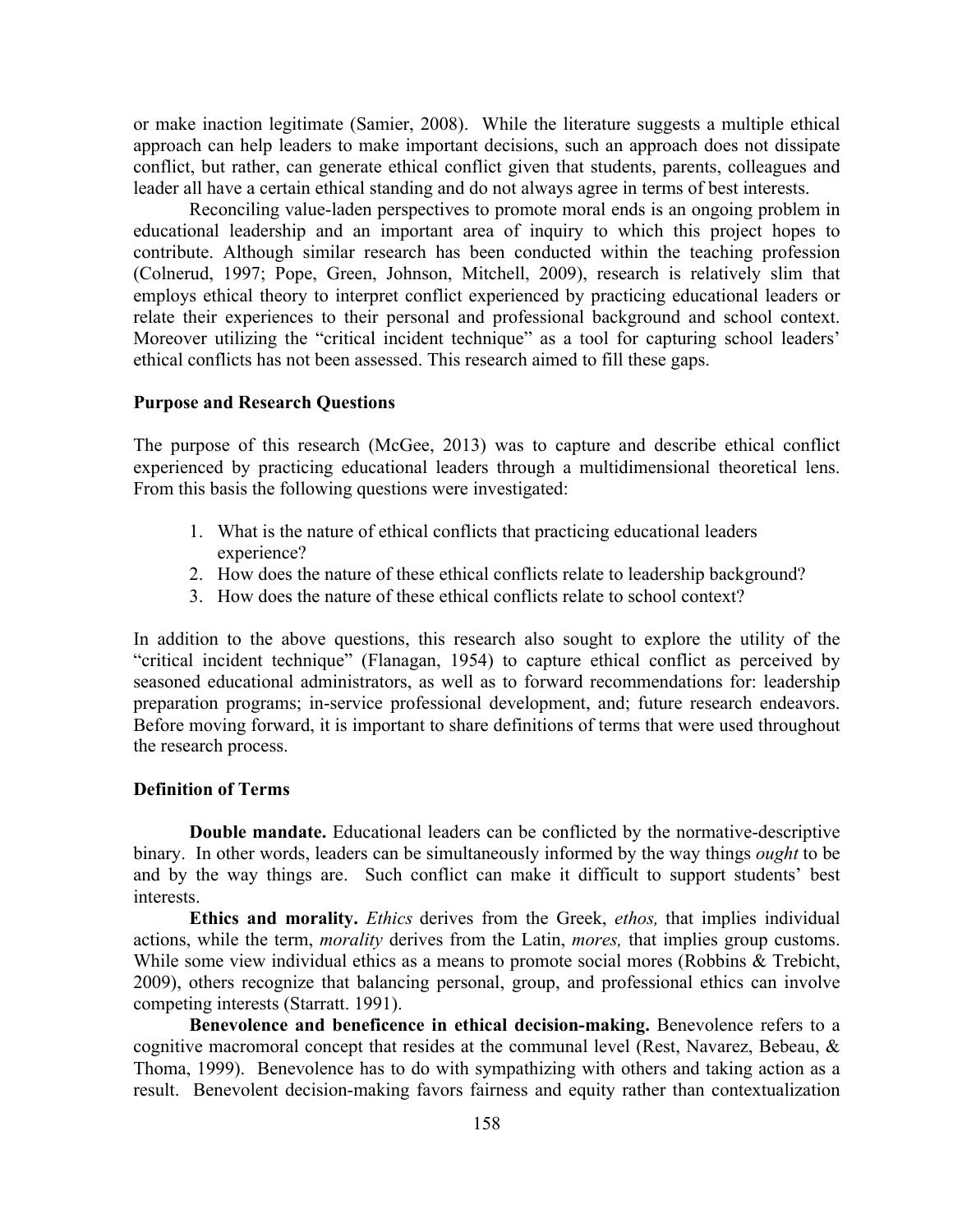or make inaction legitimate (Samier, 2008). While the literature suggests a multiple ethical approach can help leaders to make important decisions, such an approach does not dissipate conflict, but rather, can generate ethical conflict given that students, parents, colleagues and leader all have a certain ethical standing and do not always agree in terms of best interests.

Reconciling value-laden perspectives to promote moral ends is an ongoing problem in educational leadership and an important area of inquiry to which this project hopes to contribute. Although similar research has been conducted within the teaching profession (Colnerud, 1997; Pope, Green, Johnson, Mitchell, 2009), research is relatively slim that employs ethical theory to interpret conflict experienced by practicing educational leaders or relate their experiences to their personal and professional background and school context. Moreover utilizing the "critical incident technique" as a tool for capturing school leaders' ethical conflicts has not been assessed. This research aimed to fill these gaps.

**Purpose and Research Questions**

The purpose of this research (McGee, 2013) was to capture and describe ethical conflict experienced by practicing educational leaders through a multidimensional theoretical lens. From this basis the following questions were investigated:

1. What is the nature of ethical conflicts that practicing educational leaders experience?
2. How does the nature of these ethical conflicts relate to leadership background?
3. How does the nature of these ethical conflicts relate to school context?

In addition to the above questions, this research also sought to explore the utility of the "critical incident technique" (Flanagan, 1954) to capture ethical conflict as perceived by seasoned educational administrators, as well as to forward recommendations for: leadership preparation programs; in-service professional development, and; future research endeavors. Before moving forward, it is important to share definitions of terms that were used throughout the research process.

**Definition of Terms**

**Double mandate.** Educational leaders can be conflicted by the normative-descriptive binary. In other words, leaders can be simultaneously informed by the way things *ought* to be and by the way things are. Such conflict can make it difficult to support students' best interests.

**Ethics and morality.** *Ethics* derives from the Greek, *ethos,* that implies individual actions, while the term, *morality* derives from the Latin, *mores,* that implies group customs. While some view individual ethics as a means to promote social mores (Robbins & Trebicht, 2009), others recognize that balancing personal, group, and professional ethics can involve competing interests (Starratt. 1991).

**Benevolence and beneficence in ethical decision-making.** Benevolence refers to a cognitive macromoral concept that resides at the communal level (Rest, Navarez, Bebeau, & Thoma, 1999). Benevolence has to do with sympathizing with others and taking action as a result. Benevolent decision-making favors fairness and equity rather than contextualization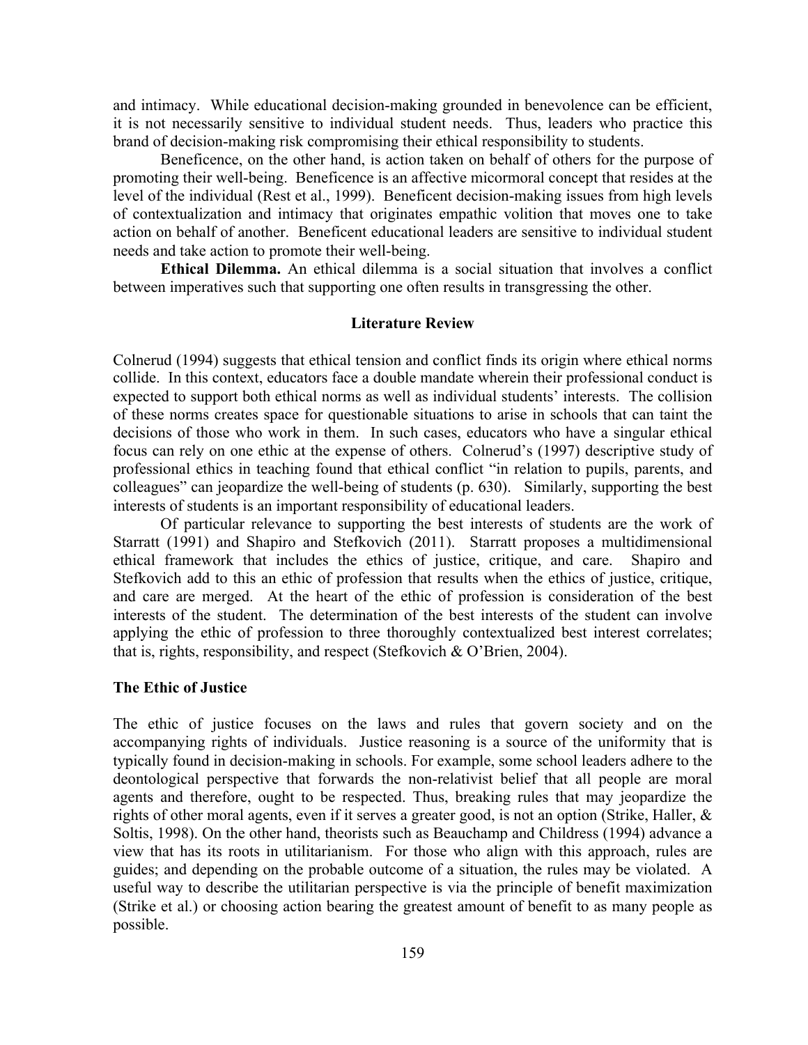and intimacy. While educational decision-making grounded in benevolence can be efficient, it is not necessarily sensitive to individual student needs. Thus, leaders who practice this brand of decision-making risk compromising their ethical responsibility to students.

Beneficence, on the other hand, is action taken on behalf of others for the purpose of promoting their well-being. Beneficence is an affective micormoral concept that resides at the level of the individual (Rest et al., 1999). Beneficent decision-making issues from high levels of contextualization and intimacy that originates empathic volition that moves one to take action on behalf of another. Beneficent educational leaders are sensitive to individual student needs and take action to promote their well-being.

**Ethical Dilemma.** An ethical dilemma is a social situation that involves a conflict between imperatives such that supporting one often results in transgressing the other.

## Literature Review

Colnerud (1994) suggests that ethical tension and conflict finds its origin where ethical norms collide. In this context, educators face a double mandate wherein their professional conduct is expected to support both ethical norms as well as individual students' interests. The collision of these norms creates space for questionable situations to arise in schools that can taint the decisions of those who work in them. In such cases, educators who have a singular ethical focus can rely on one ethic at the expense of others. Colnerud's (1997) descriptive study of professional ethics in teaching found that ethical conflict "in relation to pupils, parents, and colleagues" can jeopardize the well-being of students (p. 630). Similarly, supporting the best interests of students is an important responsibility of educational leaders.

Of particular relevance to supporting the best interests of students are the work of Starratt (1991) and Shapiro and Stefkovich (2011). Starratt proposes a multidimensional ethical framework that includes the ethics of justice, critique, and care. Shapiro and Stefkovich add to this an ethic of profession that results when the ethics of justice, critique, and care are merged. At the heart of the ethic of profession is consideration of the best interests of the student. The determination of the best interests of the student can involve applying the ethic of profession to three thoroughly contextualized best interest correlates; that is, rights, responsibility, and respect (Stefkovich & O'Brien, 2004).

### The Ethic of Justice

The ethic of justice focuses on the laws and rules that govern society and on the accompanying rights of individuals. Justice reasoning is a source of the uniformity that is typically found in decision-making in schools. For example, some school leaders adhere to the deontological perspective that forwards the non-relativist belief that all people are moral agents and therefore, ought to be respected. Thus, breaking rules that may jeopardize the rights of other moral agents, even if it serves a greater good, is not an option (Strike, Haller, & Soltis, 1998). On the other hand, theorists such as Beauchamp and Childress (1994) advance a view that has its roots in utilitarianism. For those who align with this approach, rules are guides; and depending on the probable outcome of a situation, the rules may be violated. A useful way to describe the utilitarian perspective is via the principle of benefit maximization (Strike et al.) or choosing action bearing the greatest amount of benefit to as many people as possible.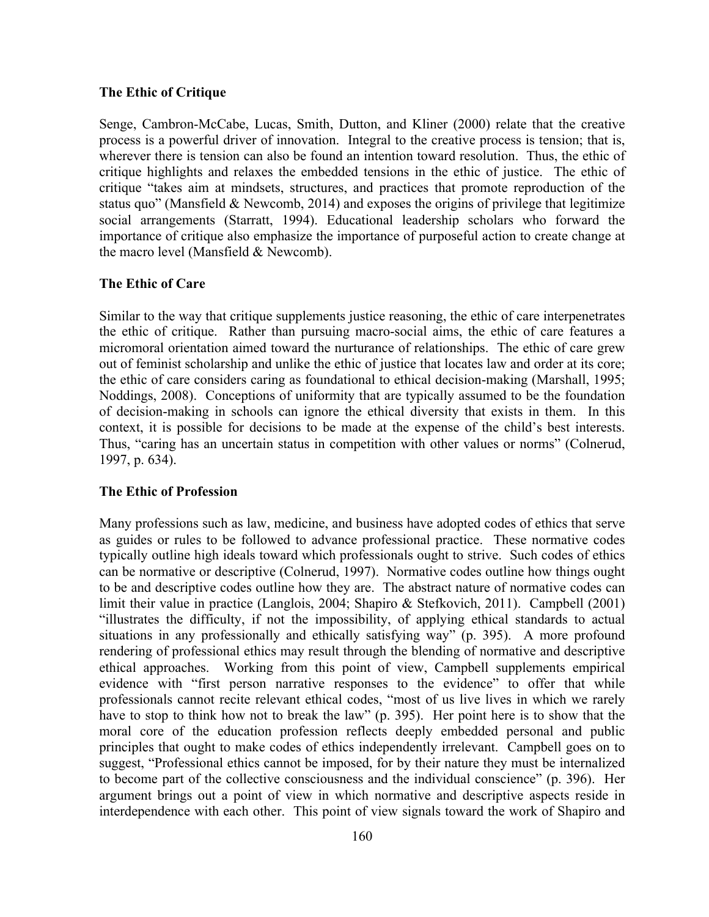### The Ethic of Critique

Senge, Cambron-McCabe, Lucas, Smith, Dutton, and Kliner (2000) relate that the creative process is a powerful driver of innovation. Integral to the creative process is tension; that is, wherever there is tension can also be found an intention toward resolution. Thus, the ethic of critique highlights and relaxes the embedded tensions in the ethic of justice. The ethic of critique "takes aim at mindsets, structures, and practices that promote reproduction of the status quo" (Mansfield & Newcomb, 2014) and exposes the origins of privilege that legitimize social arrangements (Starratt, 1994). Educational leadership scholars who forward the importance of critique also emphasize the importance of purposeful action to create change at the macro level (Mansfield & Newcomb).

### The Ethic of Care

Similar to the way that critique supplements justice reasoning, the ethic of care interpenetrates the ethic of critique. Rather than pursuing macro-social aims, the ethic of care features a micromoral orientation aimed toward the nurturance of relationships. The ethic of care grew out of feminist scholarship and unlike the ethic of justice that locates law and order at its core; the ethic of care considers caring as foundational to ethical decision-making (Marshall, 1995; Noddings, 2008). Conceptions of uniformity that are typically assumed to be the foundation of decision-making in schools can ignore the ethical diversity that exists in them. In this context, it is possible for decisions to be made at the expense of the child's best interests. Thus, "caring has an uncertain status in competition with other values or norms" (Colnerud, 1997, p. 634).

### The Ethic of Profession

Many professions such as law, medicine, and business have adopted codes of ethics that serve as guides or rules to be followed to advance professional practice. These normative codes typically outline high ideals toward which professionals ought to strive. Such codes of ethics can be normative or descriptive (Colnerud, 1997). Normative codes outline how things ought to be and descriptive codes outline how they are. The abstract nature of normative codes can limit their value in practice (Langlois, 2004; Shapiro & Stefkovich, 2011). Campbell (2001) "illustrates the difficulty, if not the impossibility, of applying ethical standards to actual situations in any professionally and ethically satisfying way" (p. 395). A more profound rendering of professional ethics may result through the blending of normative and descriptive ethical approaches. Working from this point of view, Campbell supplements empirical evidence with "first person narrative responses to the evidence" to offer that while professionals cannot recite relevant ethical codes, "most of us live lives in which we rarely have to stop to think how not to break the law" (p. 395). Her point here is to show that the moral core of the education profession reflects deeply embedded personal and public principles that ought to make codes of ethics independently irrelevant. Campbell goes on to suggest, "Professional ethics cannot be imposed, for by their nature they must be internalized to become part of the collective consciousness and the individual conscience" (p. 396). Her argument brings out a point of view in which normative and descriptive aspects reside in interdependence with each other. This point of view signals toward the work of Shapiro and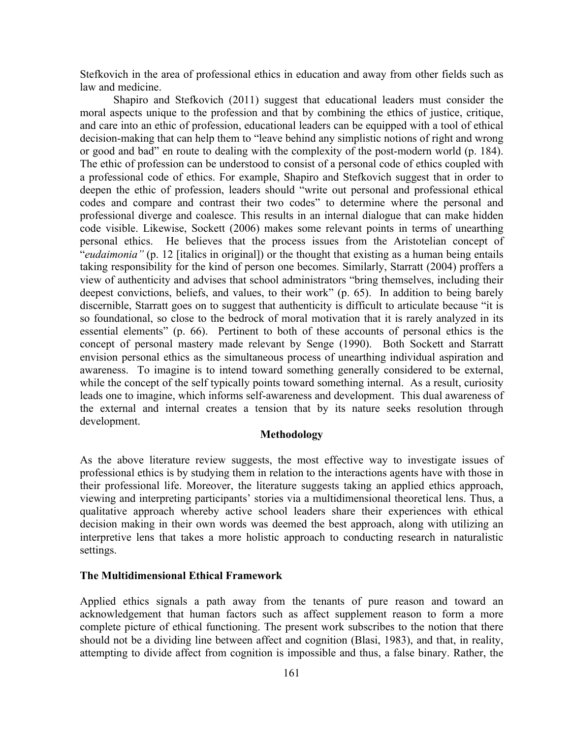Stefkovich in the area of professional ethics in education and away from other fields such as law and medicine.

Shapiro and Stefkovich (2011) suggest that educational leaders must consider the moral aspects unique to the profession and that by combining the ethics of justice, critique, and care into an ethic of profession, educational leaders can be equipped with a tool of ethical decision-making that can help them to "leave behind any simplistic notions of right and wrong or good and bad" en route to dealing with the complexity of the post-modern world (p. 184). The ethic of profession can be understood to consist of a personal code of ethics coupled with a professional code of ethics. For example, Shapiro and Stefkovich suggest that in order to deepen the ethic of profession, leaders should "write out personal and professional ethical codes and compare and contrast their two codes" to determine where the personal and professional diverge and coalesce. This results in an internal dialogue that can make hidden code visible. Likewise, Sockett (2006) makes some relevant points in terms of unearthing personal ethics. He believes that the process issues from the Aristotelian concept of "*eudaimonia"* (p. 12 [italics in original]) or the thought that existing as a human being entails taking responsibility for the kind of person one becomes. Similarly, Starratt (2004) proffers a view of authenticity and advises that school administrators "bring themselves, including their deepest convictions, beliefs, and values, to their work" (p. 65). In addition to being barely discernible, Starratt goes on to suggest that authenticity is difficult to articulate because "it is so foundational, so close to the bedrock of moral motivation that it is rarely analyzed in its essential elements" (p. 66). Pertinent to both of these accounts of personal ethics is the concept of personal mastery made relevant by Senge (1990). Both Sockett and Starratt envision personal ethics as the simultaneous process of unearthing individual aspiration and awareness. To imagine is to intend toward something generally considered to be external, while the concept of the self typically points toward something internal. As a result, curiosity leads one to imagine, which informs self-awareness and development. This dual awareness of the external and internal creates a tension that by its nature seeks resolution through development.

## Methodology

As the above literature review suggests, the most effective way to investigate issues of professional ethics is by studying them in relation to the interactions agents have with those in their professional life. Moreover, the literature suggests taking an applied ethics approach, viewing and interpreting participants' stories via a multidimensional theoretical lens. Thus, a qualitative approach whereby active school leaders share their experiences with ethical decision making in their own words was deemed the best approach, along with utilizing an interpretive lens that takes a more holistic approach to conducting research in naturalistic settings.

### The Multidimensional Ethical Framework

Applied ethics signals a path away from the tenants of pure reason and toward an acknowledgement that human factors such as affect supplement reason to form a more complete picture of ethical functioning. The present work subscribes to the notion that there should not be a dividing line between affect and cognition (Blasi, 1983), and that, in reality, attempting to divide affect from cognition is impossible and thus, a false binary. Rather, the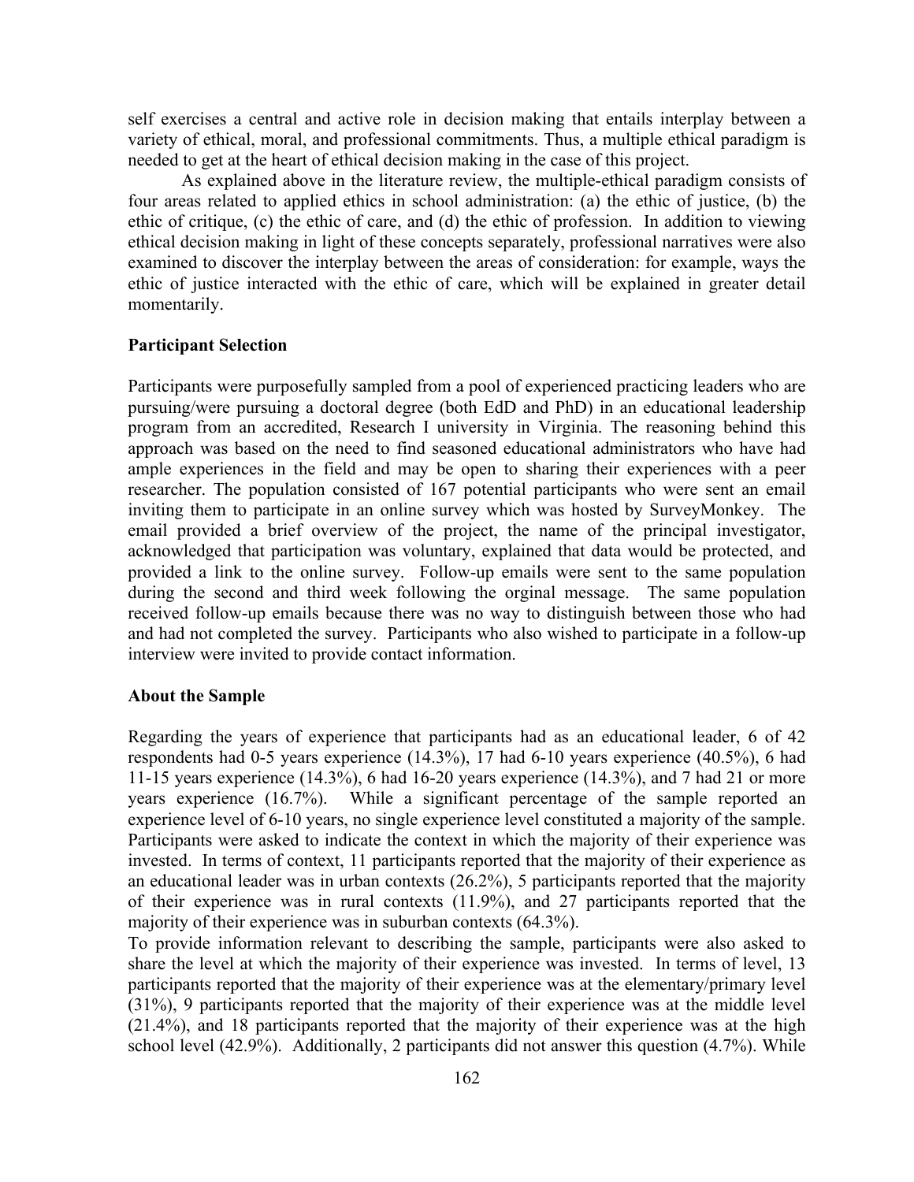self exercises a central and active role in decision making that entails interplay between a variety of ethical, moral, and professional commitments. Thus, a multiple ethical paradigm is needed to get at the heart of ethical decision making in the case of this project.

As explained above in the literature review, the multiple-ethical paradigm consists of four areas related to applied ethics in school administration: (a) the ethic of justice, (b) the ethic of critique, (c) the ethic of care, and (d) the ethic of profession. In addition to viewing ethical decision making in light of these concepts separately, professional narratives were also examined to discover the interplay between the areas of consideration: for example, ways the ethic of justice interacted with the ethic of care, which will be explained in greater detail momentarily.

**Participant Selection**

Participants were purposefully sampled from a pool of experienced practicing leaders who are pursuing/were pursuing a doctoral degree (both EdD and PhD) in an educational leadership program from an accredited, Research I university in Virginia. The reasoning behind this approach was based on the need to find seasoned educational administrators who have had ample experiences in the field and may be open to sharing their experiences with a peer researcher. The population consisted of 167 potential participants who were sent an email inviting them to participate in an online survey which was hosted by SurveyMonkey. The email provided a brief overview of the project, the name of the principal investigator, acknowledged that participation was voluntary, explained that data would be protected, and provided a link to the online survey. Follow-up emails were sent to the same population during the second and third week following the orginal message. The same population received follow-up emails because there was no way to distinguish between those who had and had not completed the survey. Participants who also wished to participate in a follow-up interview were invited to provide contact information.

**About the Sample**

Regarding the years of experience that participants had as an educational leader, 6 of 42 respondents had 0-5 years experience (14.3%), 17 had 6-10 years experience (40.5%), 6 had 11-15 years experience (14.3%), 6 had 16-20 years experience (14.3%), and 7 had 21 or more years experience (16.7%). While a significant percentage of the sample reported an experience level of 6-10 years, no single experience level constituted a majority of the sample. Participants were asked to indicate the context in which the majority of their experience was invested. In terms of context, 11 participants reported that the majority of their experience as an educational leader was in urban contexts (26.2%), 5 participants reported that the majority of their experience was in rural contexts (11.9%), and 27 participants reported that the majority of their experience was in suburban contexts (64.3%).

To provide information relevant to describing the sample, participants were also asked to share the level at which the majority of their experience was invested. In terms of level, 13 participants reported that the majority of their experience was at the elementary/primary level (31%), 9 participants reported that the majority of their experience was at the middle level (21.4%), and 18 participants reported that the majority of their experience was at the high school level (42.9%). Additionally, 2 participants did not answer this question (4.7%). While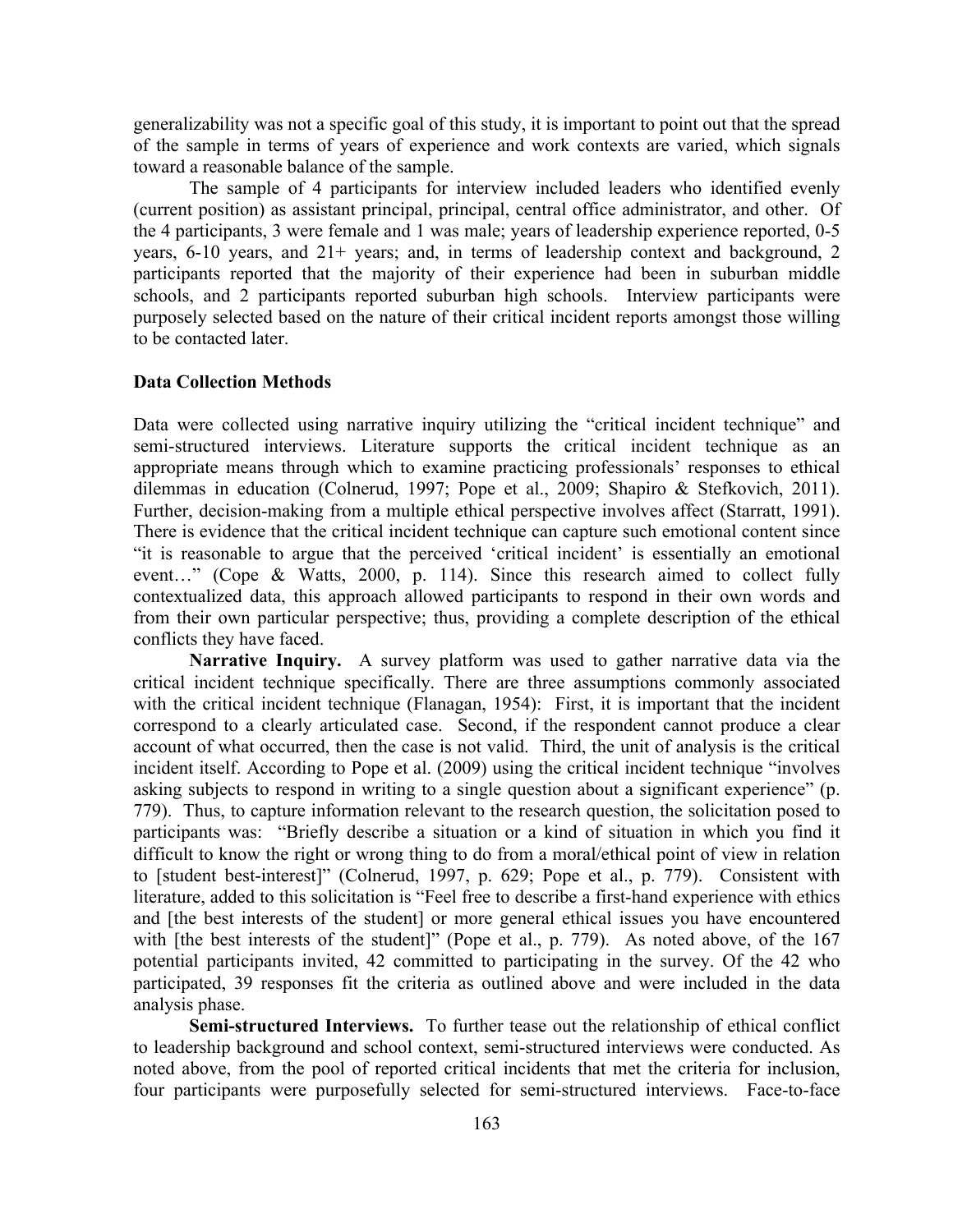generalizability was not a specific goal of this study, it is important to point out that the spread of the sample in terms of years of experience and work contexts are varied, which signals toward a reasonable balance of the sample.

The sample of 4 participants for interview included leaders who identified evenly (current position) as assistant principal, principal, central office administrator, and other. Of the 4 participants, 3 were female and 1 was male; years of leadership experience reported, 0-5 years, 6-10 years, and 21+ years; and, in terms of leadership context and background, 2 participants reported that the majority of their experience had been in suburban middle schools, and 2 participants reported suburban high schools. Interview participants were purposely selected based on the nature of their critical incident reports amongst those willing to be contacted later.

### Data Collection Methods

Data were collected using narrative inquiry utilizing the "critical incident technique" and semi-structured interviews. Literature supports the critical incident technique as an appropriate means through which to examine practicing professionals' responses to ethical dilemmas in education (Colnerud, 1997; Pope et al., 2009; Shapiro & Stefkovich, 2011). Further, decision-making from a multiple ethical perspective involves affect (Starratt, 1991). There is evidence that the critical incident technique can capture such emotional content since "it is reasonable to argue that the perceived 'critical incident' is essentially an emotional event…" (Cope & Watts, 2000, p. 114). Since this research aimed to collect fully contextualized data, this approach allowed participants to respond in their own words and from their own particular perspective; thus, providing a complete description of the ethical conflicts they have faced.

**Narrative Inquiry.** A survey platform was used to gather narrative data via the critical incident technique specifically. There are three assumptions commonly associated with the critical incident technique (Flanagan, 1954): First, it is important that the incident correspond to a clearly articulated case. Second, if the respondent cannot produce a clear account of what occurred, then the case is not valid. Third, the unit of analysis is the critical incident itself. According to Pope et al. (2009) using the critical incident technique "involves asking subjects to respond in writing to a single question about a significant experience" (p. 779). Thus, to capture information relevant to the research question, the solicitation posed to participants was: "Briefly describe a situation or a kind of situation in which you find it difficult to know the right or wrong thing to do from a moral/ethical point of view in relation to [student best-interest]" (Colnerud, 1997, p. 629; Pope et al., p. 779). Consistent with literature, added to this solicitation is "Feel free to describe a first-hand experience with ethics and [the best interests of the student] or more general ethical issues you have encountered with [the best interests of the student]" (Pope et al., p. 779). As noted above, of the 167 potential participants invited, 42 committed to participating in the survey. Of the 42 who participated, 39 responses fit the criteria as outlined above and were included in the data analysis phase.

**Semi-structured Interviews.** To further tease out the relationship of ethical conflict to leadership background and school context, semi-structured interviews were conducted. As noted above, from the pool of reported critical incidents that met the criteria for inclusion, four participants were purposefully selected for semi-structured interviews. Face-to-face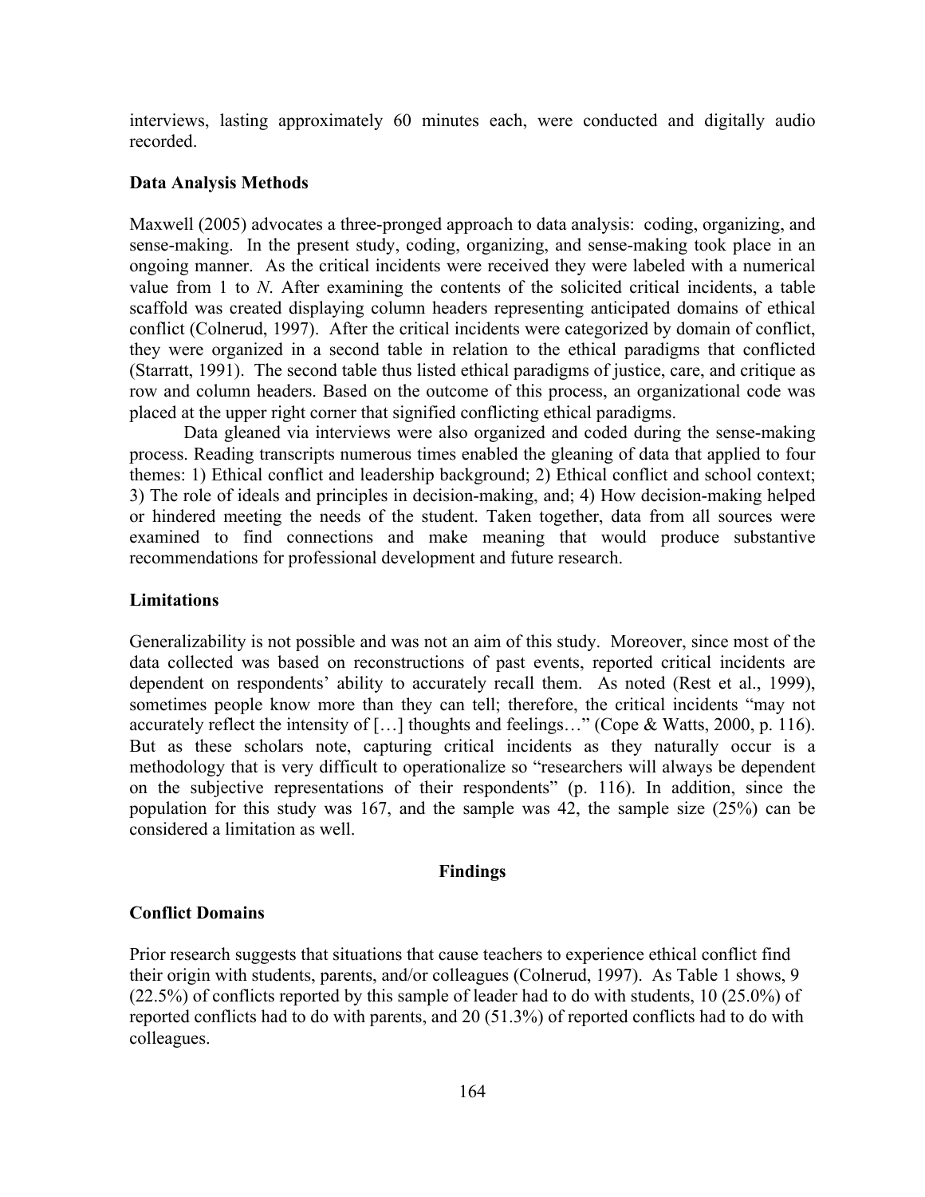interviews, lasting approximately 60 minutes each, were conducted and digitally audio recorded.

### Data Analysis Methods

Maxwell (2005) advocates a three-pronged approach to data analysis: coding, organizing, and sense-making. In the present study, coding, organizing, and sense-making took place in an ongoing manner. As the critical incidents were received they were labeled with a numerical value from 1 to *N*. After examining the contents of the solicited critical incidents, a table scaffold was created displaying column headers representing anticipated domains of ethical conflict (Colnerud, 1997). After the critical incidents were categorized by domain of conflict, they were organized in a second table in relation to the ethical paradigms that conflicted (Starratt, 1991). The second table thus listed ethical paradigms of justice, care, and critique as row and column headers. Based on the outcome of this process, an organizational code was placed at the upper right corner that signified conflicting ethical paradigms.

Data gleaned via interviews were also organized and coded during the sense-making process. Reading transcripts numerous times enabled the gleaning of data that applied to four themes: 1) Ethical conflict and leadership background; 2) Ethical conflict and school context; 3) The role of ideals and principles in decision-making, and; 4) How decision-making helped or hindered meeting the needs of the student. Taken together, data from all sources were examined to find connections and make meaning that would produce substantive recommendations for professional development and future research.

### Limitations

Generalizability is not possible and was not an aim of this study. Moreover, since most of the data collected was based on reconstructions of past events, reported critical incidents are dependent on respondents' ability to accurately recall them. As noted (Rest et al., 1999), sometimes people know more than they can tell; therefore, the critical incidents "may not accurately reflect the intensity of […] thoughts and feelings…" (Cope & Watts, 2000, p. 116). But as these scholars note, capturing critical incidents as they naturally occur is a methodology that is very difficult to operationalize so "researchers will always be dependent on the subjective representations of their respondents" (p. 116). In addition, since the population for this study was 167, and the sample was 42, the sample size (25%) can be considered a limitation as well.

## Findings

### Conflict Domains

Prior research suggests that situations that cause teachers to experience ethical conflict find their origin with students, parents, and/or colleagues (Colnerud, 1997). As Table 1 shows, 9 (22.5%) of conflicts reported by this sample of leader had to do with students, 10 (25.0%) of reported conflicts had to do with parents, and 20 (51.3%) of reported conflicts had to do with colleagues.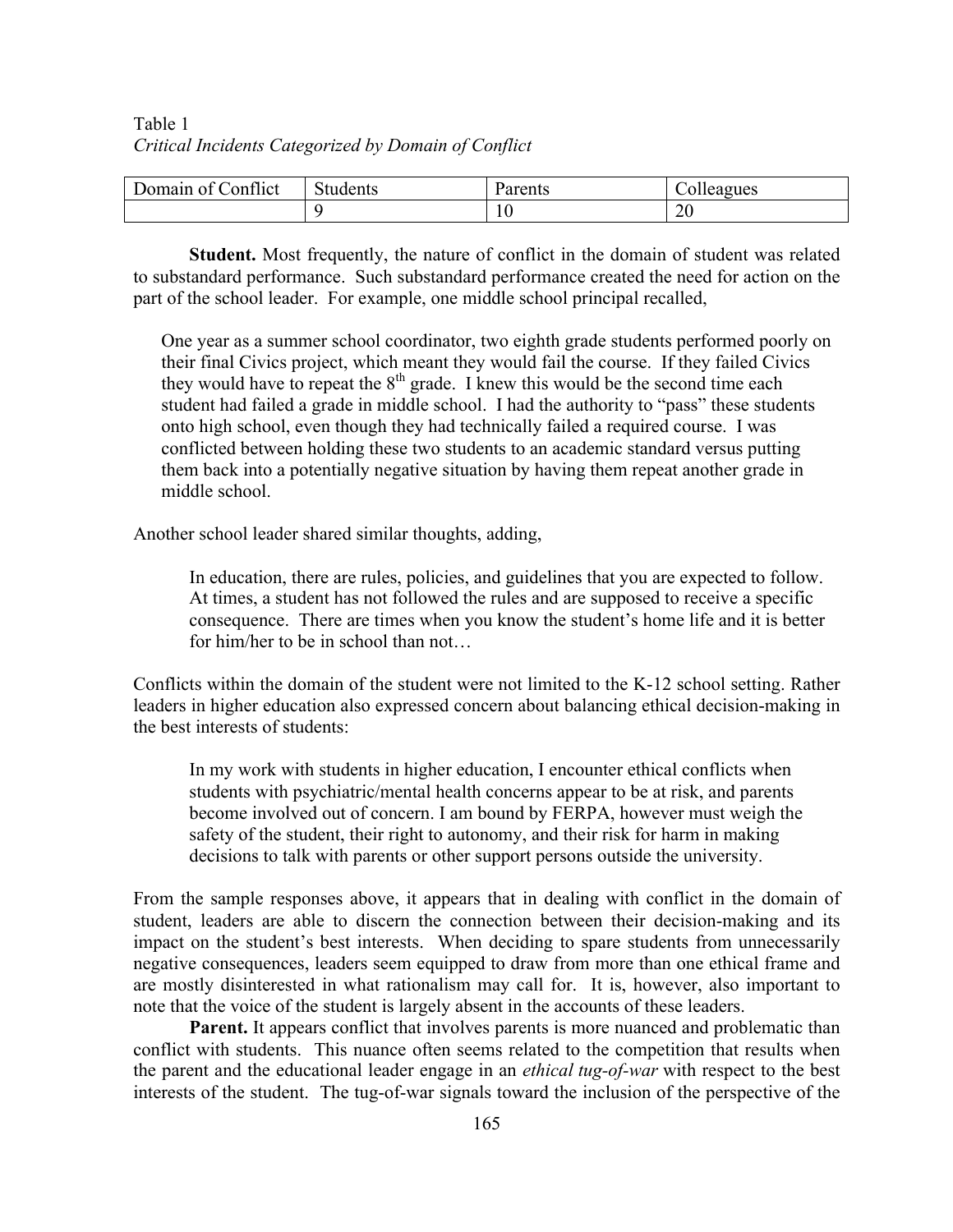Table 1
*Critical Incidents Categorized by Domain of Conflict*

| Domain of Conflict | Students | Parents | Colleagues |
|---|---|---|---|
| | 9 | 10 | 20 |

**Student.** Most frequently, the nature of conflict in the domain of student was related to substandard performance. Such substandard performance created the need for action on the part of the school leader. For example, one middle school principal recalled,

> One year as a summer school coordinator, two eighth grade students performed poorly on their final Civics project, which meant they would fail the course. If they failed Civics they would have to repeat the 8th grade. I knew this would be the second time each student had failed a grade in middle school. I had the authority to "pass" these students onto high school, even though they had technically failed a required course. I was conflicted between holding these two students to an academic standard versus putting them back into a potentially negative situation by having them repeat another grade in middle school.

Another school leader shared similar thoughts, adding,

> In education, there are rules, policies, and guidelines that you are expected to follow. At times, a student has not followed the rules and are supposed to receive a specific consequence. There are times when you know the student's home life and it is better for him/her to be in school than not…

Conflicts within the domain of the student were not limited to the K-12 school setting. Rather leaders in higher education also expressed concern about balancing ethical decision-making in the best interests of students:

> In my work with students in higher education, I encounter ethical conflicts when students with psychiatric/mental health concerns appear to be at risk, and parents become involved out of concern. I am bound by FERPA, however must weigh the safety of the student, their right to autonomy, and their risk for harm in making decisions to talk with parents or other support persons outside the university.

From the sample responses above, it appears that in dealing with conflict in the domain of student, leaders are able to discern the connection between their decision-making and its impact on the student's best interests. When deciding to spare students from unnecessarily negative consequences, leaders seem equipped to draw from more than one ethical frame and are mostly disinterested in what rationalism may call for. It is, however, also important to note that the voice of the student is largely absent in the accounts of these leaders.

**Parent.** It appears conflict that involves parents is more nuanced and problematic than conflict with students. This nuance often seems related to the competition that results when the parent and the educational leader engage in an *ethical tug-of-war* with respect to the best interests of the student. The tug-of-war signals toward the inclusion of the perspective of the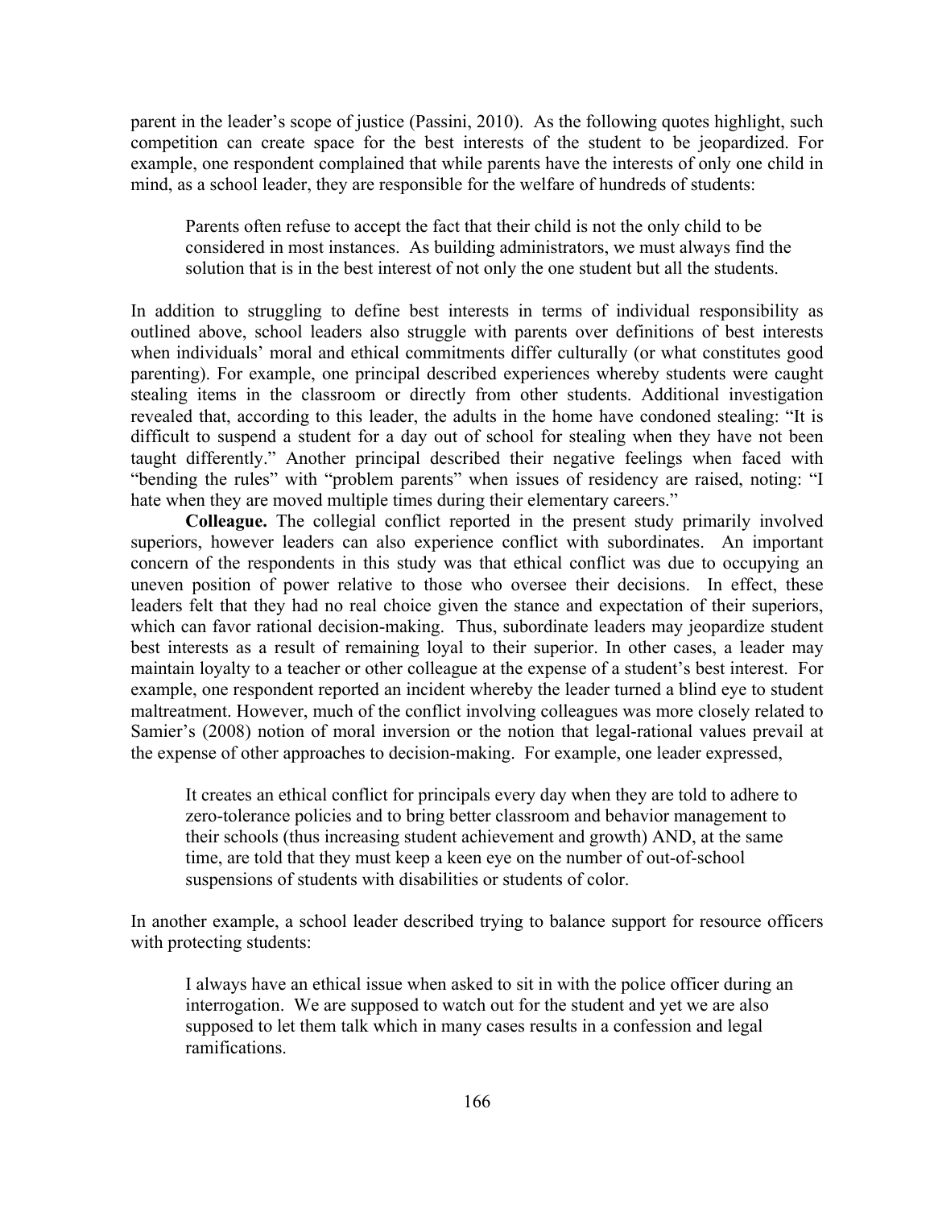parent in the leader's scope of justice (Passini, 2010). As the following quotes highlight, such competition can create space for the best interests of the student to be jeopardized. For example, one respondent complained that while parents have the interests of only one child in mind, as a school leader, they are responsible for the welfare of hundreds of students:

> Parents often refuse to accept the fact that their child is not the only child to be considered in most instances. As building administrators, we must always find the solution that is in the best interest of not only the one student but all the students.

In addition to struggling to define best interests in terms of individual responsibility as outlined above, school leaders also struggle with parents over definitions of best interests when individuals' moral and ethical commitments differ culturally (or what constitutes good parenting). For example, one principal described experiences whereby students were caught stealing items in the classroom or directly from other students. Additional investigation revealed that, according to this leader, the adults in the home have condoned stealing: "It is difficult to suspend a student for a day out of school for stealing when they have not been taught differently." Another principal described their negative feelings when faced with "bending the rules" with "problem parents" when issues of residency are raised, noting: "I hate when they are moved multiple times during their elementary careers."

**Colleague.** The collegial conflict reported in the present study primarily involved superiors, however leaders can also experience conflict with subordinates. An important concern of the respondents in this study was that ethical conflict was due to occupying an uneven position of power relative to those who oversee their decisions. In effect, these leaders felt that they had no real choice given the stance and expectation of their superiors, which can favor rational decision-making. Thus, subordinate leaders may jeopardize student best interests as a result of remaining loyal to their superior. In other cases, a leader may maintain loyalty to a teacher or other colleague at the expense of a student's best interest. For example, one respondent reported an incident whereby the leader turned a blind eye to student maltreatment. However, much of the conflict involving colleagues was more closely related to Samier's (2008) notion of moral inversion or the notion that legal-rational values prevail at the expense of other approaches to decision-making. For example, one leader expressed,

> It creates an ethical conflict for principals every day when they are told to adhere to zero-tolerance policies and to bring better classroom and behavior management to their schools (thus increasing student achievement and growth) AND, at the same time, are told that they must keep a keen eye on the number of out-of-school suspensions of students with disabilities or students of color.

In another example, a school leader described trying to balance support for resource officers with protecting students:

> I always have an ethical issue when asked to sit in with the police officer during an interrogation. We are supposed to watch out for the student and yet we are also supposed to let them talk which in many cases results in a confession and legal ramifications.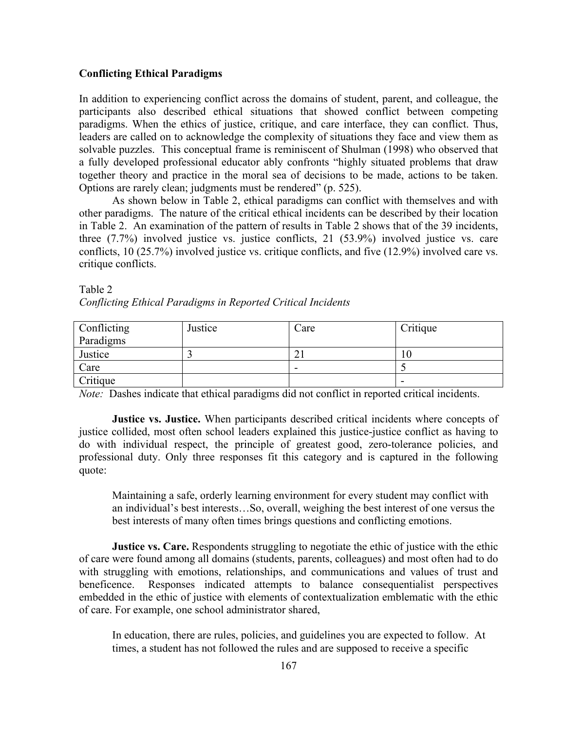**Conflicting Ethical Paradigms**

In addition to experiencing conflict across the domains of student, parent, and colleague, the participants also described ethical situations that showed conflict between competing paradigms. When the ethics of justice, critique, and care interface, they can conflict. Thus, leaders are called on to acknowledge the complexity of situations they face and view them as solvable puzzles. This conceptual frame is reminiscent of Shulman (1998) who observed that a fully developed professional educator ably confronts "highly situated problems that draw together theory and practice in the moral sea of decisions to be made, actions to be taken. Options are rarely clean; judgments must be rendered" (p. 525).

As shown below in Table 2, ethical paradigms can conflict with themselves and with other paradigms. The nature of the critical ethical incidents can be described by their location in Table 2. An examination of the pattern of results in Table 2 shows that of the 39 incidents, three (7.7%) involved justice vs. justice conflicts, 21 (53.9%) involved justice vs. care conflicts, 10 (25.7%) involved justice vs. critique conflicts, and five (12.9%) involved care vs. critique conflicts.

Table 2
*Conflicting Ethical Paradigms in Reported Critical Incidents*

| Conflicting Paradigms | Justice | Care | Critique |
|---|---|---|---|
| Justice | 3 | 21 | 10 |
| Care | | - | 5 |
| Critique | | | - |

*Note:* Dashes indicate that ethical paradigms did not conflict in reported critical incidents.

**Justice vs. Justice.** When participants described critical incidents where concepts of justice collided, most often school leaders explained this justice-justice conflict as having to do with individual respect, the principle of greatest good, zero-tolerance policies, and professional duty. Only three responses fit this category and is captured in the following quote:

> Maintaining a safe, orderly learning environment for every student may conflict with an individual's best interests…So, overall, weighing the best interest of one versus the best interests of many often times brings questions and conflicting emotions.

**Justice vs. Care.** Respondents struggling to negotiate the ethic of justice with the ethic of care were found among all domains (students, parents, colleagues) and most often had to do with struggling with emotions, relationships, and communications and values of trust and beneficence. Responses indicated attempts to balance consequentialist perspectives embedded in the ethic of justice with elements of contextualization emblematic with the ethic of care. For example, one school administrator shared,

> In education, there are rules, policies, and guidelines you are expected to follow. At times, a student has not followed the rules and are supposed to receive a specific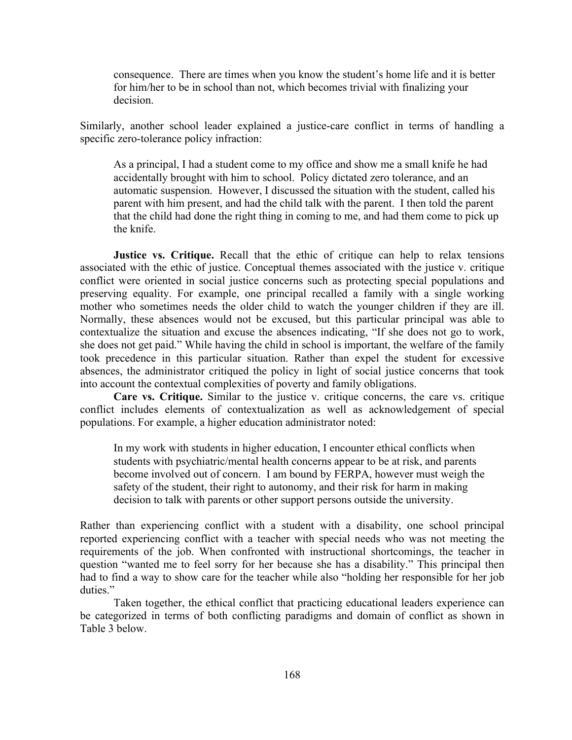> consequence. There are times when you know the student's home life and it is better for him/her to be in school than not, which becomes trivial with finalizing your decision.

Similarly, another school leader explained a justice-care conflict in terms of handling a specific zero-tolerance policy infraction:

> As a principal, I had a student come to my office and show me a small knife he had accidentally brought with him to school. Policy dictated zero tolerance, and an automatic suspension. However, I discussed the situation with the student, called his parent with him present, and had the child talk with the parent. I then told the parent that the child had done the right thing in coming to me, and had them come to pick up the knife.

**Justice vs. Critique.** Recall that the ethic of critique can help to relax tensions associated with the ethic of justice. Conceptual themes associated with the justice v. critique conflict were oriented in social justice concerns such as protecting special populations and preserving equality. For example, one principal recalled a family with a single working mother who sometimes needs the older child to watch the younger children if they are ill. Normally, these absences would not be excused, but this particular principal was able to contextualize the situation and excuse the absences indicating, "If she does not go to work, she does not get paid." While having the child in school is important, the welfare of the family took precedence in this particular situation. Rather than expel the student for excessive absences, the administrator critiqued the policy in light of social justice concerns that took into account the contextual complexities of poverty and family obligations.

**Care vs. Critique.** Similar to the justice v. critique concerns, the care vs. critique conflict includes elements of contextualization as well as acknowledgement of special populations. For example, a higher education administrator noted:

> In my work with students in higher education, I encounter ethical conflicts when students with psychiatric/mental health concerns appear to be at risk, and parents become involved out of concern. I am bound by FERPA, however must weigh the safety of the student, their right to autonomy, and their risk for harm in making decision to talk with parents or other support persons outside the university.

Rather than experiencing conflict with a student with a disability, one school principal reported experiencing conflict with a teacher with special needs who was not meeting the requirements of the job. When confronted with instructional shortcomings, the teacher in question "wanted me to feel sorry for her because she has a disability." This principal then had to find a way to show care for the teacher while also "holding her responsible for her job duties."

Taken together, the ethical conflict that practicing educational leaders experience can be categorized in terms of both conflicting paradigms and domain of conflict as shown in Table 3 below.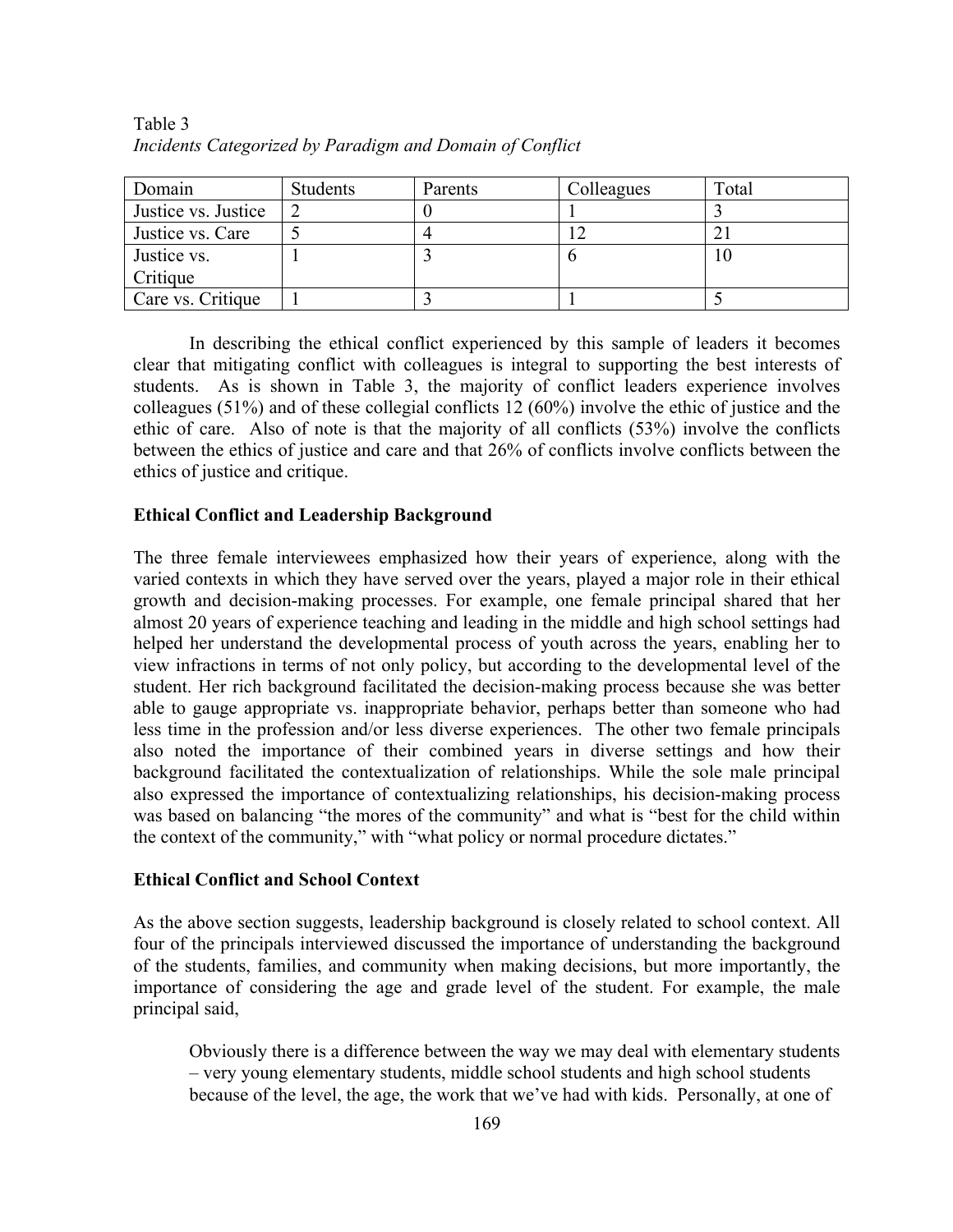Table 3
*Incidents Categorized by Paradigm and Domain of Conflict*

| Domain | Students | Parents | Colleagues | Total |
|---|---|---|---|---|
| Justice vs. Justice | 2 | 0 | 1 | 3 |
| Justice vs. Care | 5 | 4 | 12 | 21 |
| Justice vs. Critique | 1 | 3 | 6 | 10 |
| Care vs. Critique | 1 | 3 | 1 | 5 |

In describing the ethical conflict experienced by this sample of leaders it becomes clear that mitigating conflict with colleagues is integral to supporting the best interests of students. As is shown in Table 3, the majority of conflict leaders experience involves colleagues (51%) and of these collegial conflicts 12 (60%) involve the ethic of justice and the ethic of care. Also of note is that the majority of all conflicts (53%) involve the conflicts between the ethics of justice and care and that 26% of conflicts involve conflicts between the ethics of justice and critique.

**Ethical Conflict and Leadership Background**

The three female interviewees emphasized how their years of experience, along with the varied contexts in which they have served over the years, played a major role in their ethical growth and decision-making processes. For example, one female principal shared that her almost 20 years of experience teaching and leading in the middle and high school settings had helped her understand the developmental process of youth across the years, enabling her to view infractions in terms of not only policy, but according to the developmental level of the student. Her rich background facilitated the decision-making process because she was better able to gauge appropriate vs. inappropriate behavior, perhaps better than someone who had less time in the profession and/or less diverse experiences. The other two female principals also noted the importance of their combined years in diverse settings and how their background facilitated the contextualization of relationships. While the sole male principal also expressed the importance of contextualizing relationships, his decision-making process was based on balancing "the mores of the community" and what is "best for the child within the context of the community," with "what policy or normal procedure dictates."

**Ethical Conflict and School Context**

As the above section suggests, leadership background is closely related to school context. All four of the principals interviewed discussed the importance of understanding the background of the students, families, and community when making decisions, but more importantly, the importance of considering the age and grade level of the student. For example, the male principal said,

> Obviously there is a difference between the way we may deal with elementary students – very young elementary students, middle school students and high school students because of the level, the age, the work that we've had with kids. Personally, at one of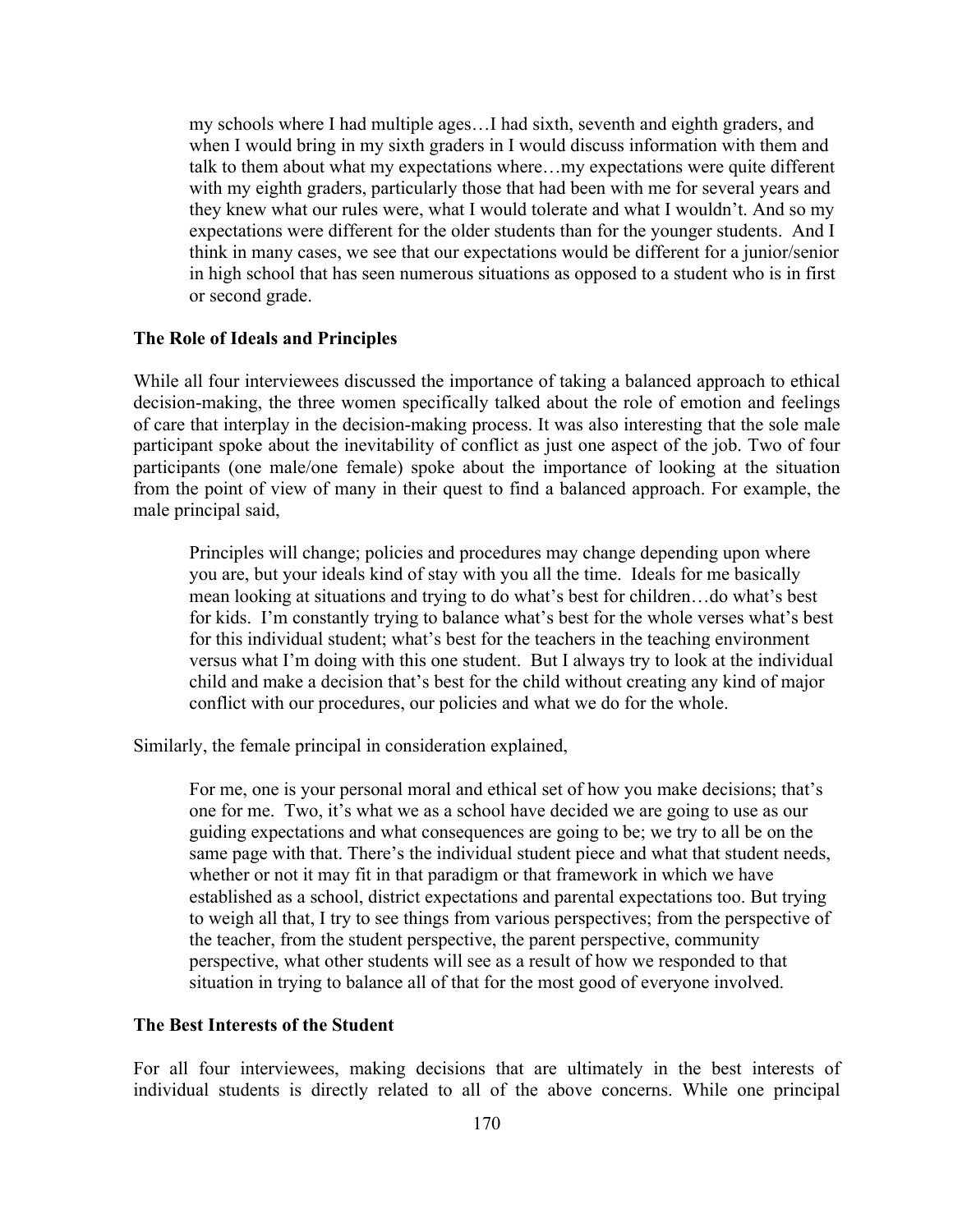> my schools where I had multiple ages…I had sixth, seventh and eighth graders, and when I would bring in my sixth graders in I would discuss information with them and talk to them about what my expectations where…my expectations were quite different with my eighth graders, particularly those that had been with me for several years and they knew what our rules were, what I would tolerate and what I wouldn't. And so my expectations were different for the older students than for the younger students. And I think in many cases, we see that our expectations would be different for a junior/senior in high school that has seen numerous situations as opposed to a student who is in first or second grade.

**The Role of Ideals and Principles**

While all four interviewees discussed the importance of taking a balanced approach to ethical decision-making, the three women specifically talked about the role of emotion and feelings of care that interplay in the decision-making process. It was also interesting that the sole male participant spoke about the inevitability of conflict as just one aspect of the job. Two of four participants (one male/one female) spoke about the importance of looking at the situation from the point of view of many in their quest to find a balanced approach. For example, the male principal said,

> Principles will change; policies and procedures may change depending upon where you are, but your ideals kind of stay with you all the time. Ideals for me basically mean looking at situations and trying to do what's best for children…do what's best for kids. I'm constantly trying to balance what's best for the whole verses what's best for this individual student; what's best for the teachers in the teaching environment versus what I'm doing with this one student. But I always try to look at the individual child and make a decision that's best for the child without creating any kind of major conflict with our procedures, our policies and what we do for the whole.

Similarly, the female principal in consideration explained,

> For me, one is your personal moral and ethical set of how you make decisions; that's one for me. Two, it's what we as a school have decided we are going to use as our guiding expectations and what consequences are going to be; we try to all be on the same page with that. There's the individual student piece and what that student needs, whether or not it may fit in that paradigm or that framework in which we have established as a school, district expectations and parental expectations too. But trying to weigh all that, I try to see things from various perspectives; from the perspective of the teacher, from the student perspective, the parent perspective, community perspective, what other students will see as a result of how we responded to that situation in trying to balance all of that for the most good of everyone involved.

**The Best Interests of the Student**

For all four interviewees, making decisions that are ultimately in the best interests of individual students is directly related to all of the above concerns. While one principal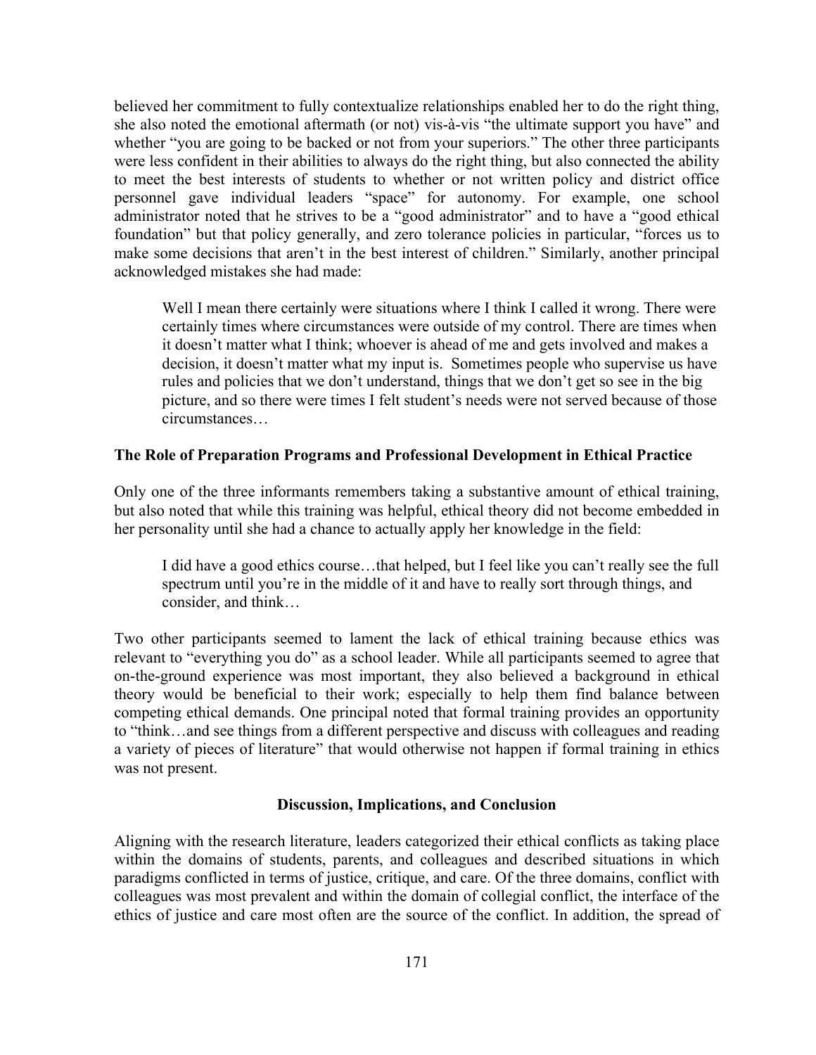believed her commitment to fully contextualize relationships enabled her to do the right thing, she also noted the emotional aftermath (or not) vis-à-vis "the ultimate support you have" and whether "you are going to be backed or not from your superiors." The other three participants were less confident in their abilities to always do the right thing, but also connected the ability to meet the best interests of students to whether or not written policy and district office personnel gave individual leaders "space" for autonomy. For example, one school administrator noted that he strives to be a "good administrator" and to have a "good ethical foundation" but that policy generally, and zero tolerance policies in particular, "forces us to make some decisions that aren't in the best interest of children." Similarly, another principal acknowledged mistakes she had made:

> Well I mean there certainly were situations where I think I called it wrong. There were certainly times where circumstances were outside of my control. There are times when it doesn't matter what I think; whoever is ahead of me and gets involved and makes a decision, it doesn't matter what my input is. Sometimes people who supervise us have rules and policies that we don't understand, things that we don't get so see in the big picture, and so there were times I felt student's needs were not served because of those circumstances…

### The Role of Preparation Programs and Professional Development in Ethical Practice

Only one of the three informants remembers taking a substantive amount of ethical training, but also noted that while this training was helpful, ethical theory did not become embedded in her personality until she had a chance to actually apply her knowledge in the field:

> I did have a good ethics course…that helped, but I feel like you can't really see the full spectrum until you're in the middle of it and have to really sort through things, and consider, and think…

Two other participants seemed to lament the lack of ethical training because ethics was relevant to "everything you do" as a school leader. While all participants seemed to agree that on-the-ground experience was most important, they also believed a background in ethical theory would be beneficial to their work; especially to help them find balance between competing ethical demands. One principal noted that formal training provides an opportunity to "think…and see things from a different perspective and discuss with colleagues and reading a variety of pieces of literature" that would otherwise not happen if formal training in ethics was not present.

## Discussion, Implications, and Conclusion

Aligning with the research literature, leaders categorized their ethical conflicts as taking place within the domains of students, parents, and colleagues and described situations in which paradigms conflicted in terms of justice, critique, and care. Of the three domains, conflict with colleagues was most prevalent and within the domain of collegial conflict, the interface of the ethics of justice and care most often are the source of the conflict. In addition, the spread of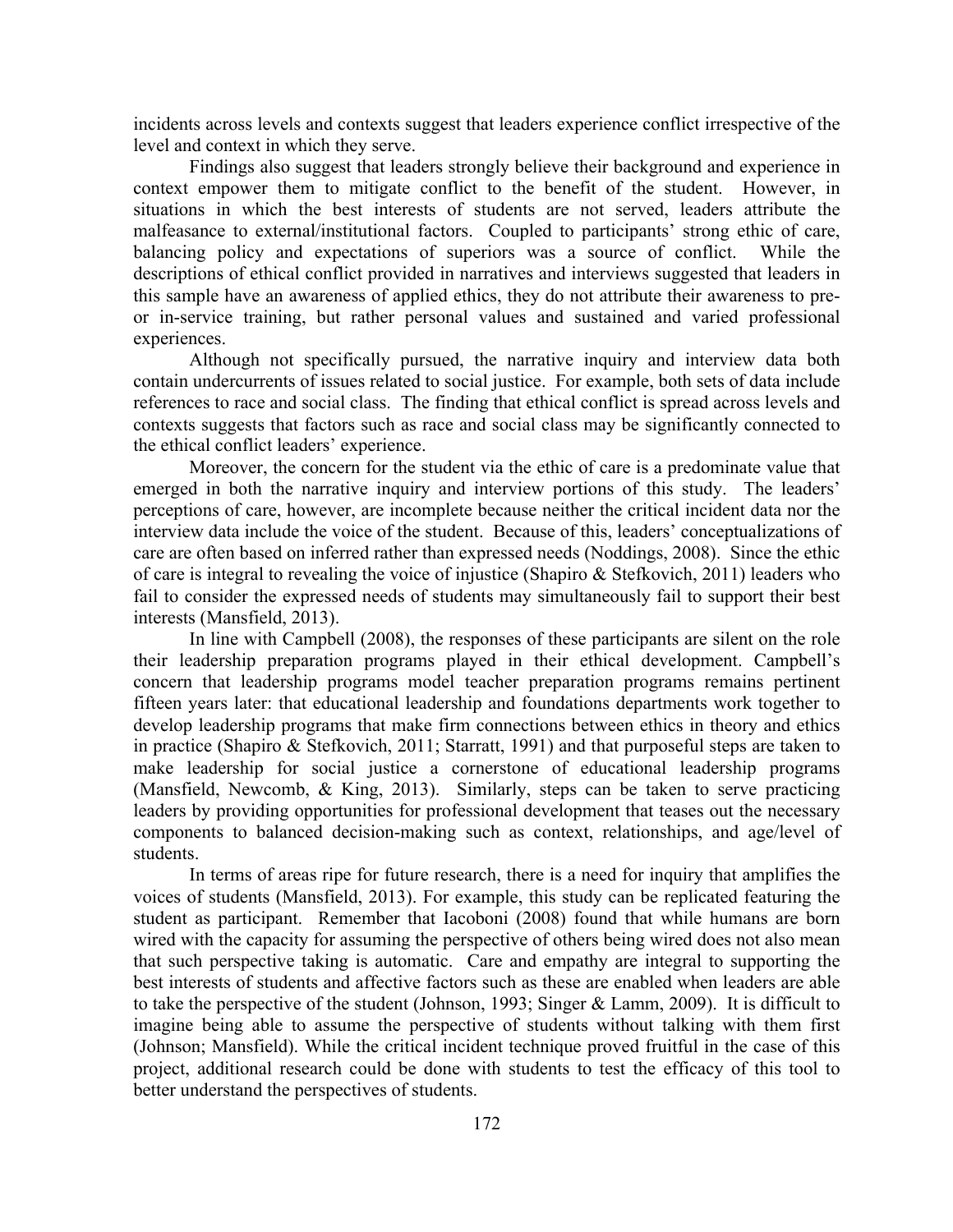incidents across levels and contexts suggest that leaders experience conflict irrespective of the level and context in which they serve.

Findings also suggest that leaders strongly believe their background and experience in context empower them to mitigate conflict to the benefit of the student. However, in situations in which the best interests of students are not served, leaders attribute the malfeasance to external/institutional factors. Coupled to participants' strong ethic of care, balancing policy and expectations of superiors was a source of conflict. While the descriptions of ethical conflict provided in narratives and interviews suggested that leaders in this sample have an awareness of applied ethics, they do not attribute their awareness to pre- or in-service training, but rather personal values and sustained and varied professional experiences.

Although not specifically pursued, the narrative inquiry and interview data both contain undercurrents of issues related to social justice. For example, both sets of data include references to race and social class. The finding that ethical conflict is spread across levels and contexts suggests that factors such as race and social class may be significantly connected to the ethical conflict leaders' experience.

Moreover, the concern for the student via the ethic of care is a predominate value that emerged in both the narrative inquiry and interview portions of this study. The leaders' perceptions of care, however, are incomplete because neither the critical incident data nor the interview data include the voice of the student. Because of this, leaders' conceptualizations of care are often based on inferred rather than expressed needs (Noddings, 2008). Since the ethic of care is integral to revealing the voice of injustice (Shapiro & Stefkovich, 2011) leaders who fail to consider the expressed needs of students may simultaneously fail to support their best interests (Mansfield, 2013).

In line with Campbell (2008), the responses of these participants are silent on the role their leadership preparation programs played in their ethical development. Campbell's concern that leadership programs model teacher preparation programs remains pertinent fifteen years later: that educational leadership and foundations departments work together to develop leadership programs that make firm connections between ethics in theory and ethics in practice (Shapiro & Stefkovich, 2011; Starratt, 1991) and that purposeful steps are taken to make leadership for social justice a cornerstone of educational leadership programs (Mansfield, Newcomb, & King, 2013). Similarly, steps can be taken to serve practicing leaders by providing opportunities for professional development that teases out the necessary components to balanced decision-making such as context, relationships, and age/level of students.

In terms of areas ripe for future research, there is a need for inquiry that amplifies the voices of students (Mansfield, 2013). For example, this study can be replicated featuring the student as participant. Remember that Iacoboni (2008) found that while humans are born wired with the capacity for assuming the perspective of others being wired does not also mean that such perspective taking is automatic. Care and empathy are integral to supporting the best interests of students and affective factors such as these are enabled when leaders are able to take the perspective of the student (Johnson, 1993; Singer & Lamm, 2009). It is difficult to imagine being able to assume the perspective of students without talking with them first (Johnson; Mansfield). While the critical incident technique proved fruitful in the case of this project, additional research could be done with students to test the efficacy of this tool to better understand the perspectives of students.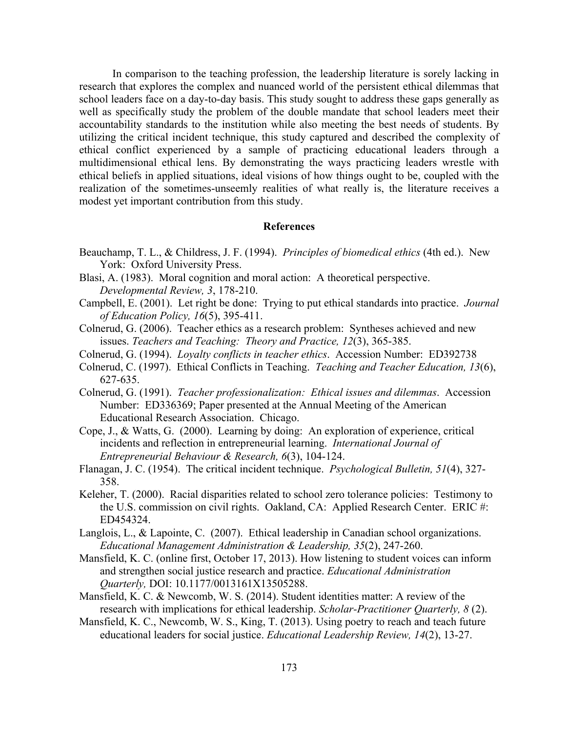In comparison to the teaching profession, the leadership literature is sorely lacking in research that explores the complex and nuanced world of the persistent ethical dilemmas that school leaders face on a day-to-day basis. This study sought to address these gaps generally as well as specifically study the problem of the double mandate that school leaders meet their accountability standards to the institution while also meeting the best needs of students. By utilizing the critical incident technique, this study captured and described the complexity of ethical conflict experienced by a sample of practicing educational leaders through a multidimensional ethical lens. By demonstrating the ways practicing leaders wrestle with ethical beliefs in applied situations, ideal visions of how things ought to be, coupled with the realization of the sometimes-unseemly realities of what really is, the literature receives a modest yet important contribution from this study.

## References

Beauchamp, T. L., & Childress, J. F. (1994). *Principles of biomedical ethics* (4th ed.). New York: Oxford University Press.

Blasi, A. (1983). Moral cognition and moral action: A theoretical perspective. *Developmental Review, 3*, 178-210.

Campbell, E. (2001). Let right be done: Trying to put ethical standards into practice. *Journal of Education Policy, 16*(5), 395-411.

Colnerud, G. (2006). Teacher ethics as a research problem: Syntheses achieved and new issues. *Teachers and Teaching: Theory and Practice, 12*(3), 365-385.

Colnerud, G. (1994). *Loyalty conflicts in teacher ethics*. Accession Number: ED392738

Colnerud, C. (1997). Ethical Conflicts in Teaching. *Teaching and Teacher Education, 13*(6), 627-635.

Colnerud, G. (1991). *Teacher professionalization: Ethical issues and dilemmas*. Accession Number: ED336369; Paper presented at the Annual Meeting of the American Educational Research Association. Chicago.

Cope, J., & Watts, G. (2000). Learning by doing: An exploration of experience, critical incidents and reflection in entrepreneurial learning. *International Journal of Entrepreneurial Behaviour & Research, 6*(3), 104-124.

Flanagan, J. C. (1954). The critical incident technique. *Psychological Bulletin, 51*(4), 327-358.

Keleher, T. (2000). Racial disparities related to school zero tolerance policies: Testimony to the U.S. commission on civil rights. Oakland, CA: Applied Research Center. ERIC #: ED454324.

Langlois, L., & Lapointe, C. (2007). Ethical leadership in Canadian school organizations. *Educational Management Administration & Leadership, 35*(2), 247-260.

Mansfield, K. C. (online first, October 17, 2013). How listening to student voices can inform and strengthen social justice research and practice. *Educational Administration Quarterly,* DOI: 10.1177/0013161X13505288.

Mansfield, K. C. & Newcomb, W. S. (2014). Student identities matter: A review of the research with implications for ethical leadership. *Scholar-Practitioner Quarterly, 8* (2).

Mansfield, K. C., Newcomb, W. S., King, T. (2013). Using poetry to reach and teach future educational leaders for social justice. *Educational Leadership Review, 14*(2), 13-27.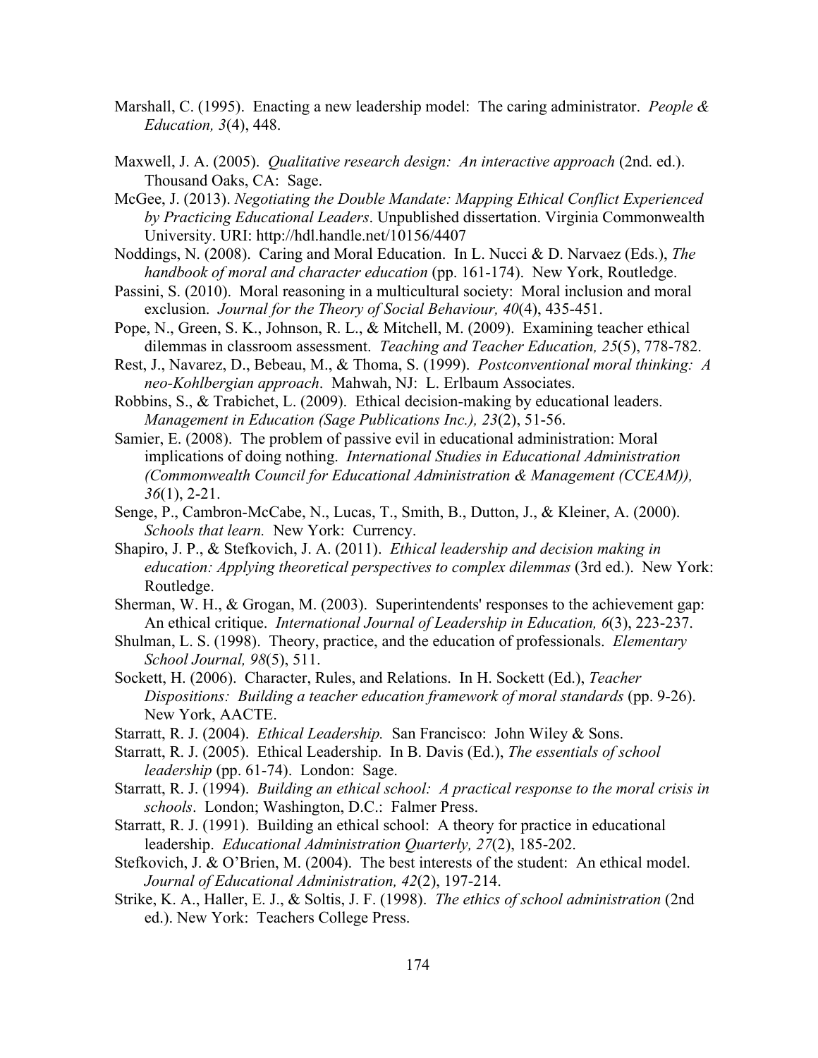Marshall, C. (1995). Enacting a new leadership model: The caring administrator. *People & Education, 3*(4), 448.

Maxwell, J. A. (2005). *Qualitative research design: An interactive approach* (2nd. ed.). Thousand Oaks, CA: Sage.

McGee, J. (2013). *Negotiating the Double Mandate: Mapping Ethical Conflict Experienced by Practicing Educational Leaders*. Unpublished dissertation. Virginia Commonwealth University. URI: http://hdl.handle.net/10156/4407

Noddings, N. (2008). Caring and Moral Education. In L. Nucci & D. Narvaez (Eds.), *The handbook of moral and character education* (pp. 161-174). New York, Routledge.

Passini, S. (2010). Moral reasoning in a multicultural society: Moral inclusion and moral exclusion. *Journal for the Theory of Social Behaviour, 40*(4), 435-451.

Pope, N., Green, S. K., Johnson, R. L., & Mitchell, M. (2009). Examining teacher ethical dilemmas in classroom assessment. *Teaching and Teacher Education, 25*(5), 778-782.

Rest, J., Navarez, D., Bebeau, M., & Thoma, S. (1999). *Postconventional moral thinking: A neo-Kohlbergian approach*. Mahwah, NJ: L. Erlbaum Associates.

Robbins, S., & Trabichet, L. (2009). Ethical decision-making by educational leaders. *Management in Education (Sage Publications Inc.), 23*(2), 51-56.

Samier, E. (2008). The problem of passive evil in educational administration: Moral implications of doing nothing. *International Studies in Educational Administration (Commonwealth Council for Educational Administration & Management (CCEAM)), 36*(1), 2-21.

Senge, P., Cambron-McCabe, N., Lucas, T., Smith, B., Dutton, J., & Kleiner, A. (2000). *Schools that learn.* New York: Currency.

Shapiro, J. P., & Stefkovich, J. A. (2011). *Ethical leadership and decision making in education: Applying theoretical perspectives to complex dilemmas* (3rd ed.). New York: Routledge.

Sherman, W. H., & Grogan, M. (2003). Superintendents' responses to the achievement gap: An ethical critique. *International Journal of Leadership in Education, 6*(3), 223-237.

Shulman, L. S. (1998). Theory, practice, and the education of professionals. *Elementary School Journal, 98*(5), 511.

Sockett, H. (2006). Character, Rules, and Relations. In H. Sockett (Ed.), *Teacher Dispositions: Building a teacher education framework of moral standards* (pp. 9-26). New York, AACTE.

Starratt, R. J. (2004). *Ethical Leadership.* San Francisco: John Wiley & Sons.

Starratt, R. J. (2005). Ethical Leadership. In B. Davis (Ed.), *The essentials of school leadership* (pp. 61-74). London: Sage.

Starratt, R. J. (1994). *Building an ethical school: A practical response to the moral crisis in schools*. London; Washington, D.C.: Falmer Press.

Starratt, R. J. (1991). Building an ethical school: A theory for practice in educational leadership. *Educational Administration Quarterly, 27*(2), 185-202.

Stefkovich, J. & O'Brien, M. (2004). The best interests of the student: An ethical model. *Journal of Educational Administration, 42*(2), 197-214.

Strike, K. A., Haller, E. J., & Soltis, J. F. (1998). *The ethics of school administration* (2nd ed.). New York: Teachers College Press.